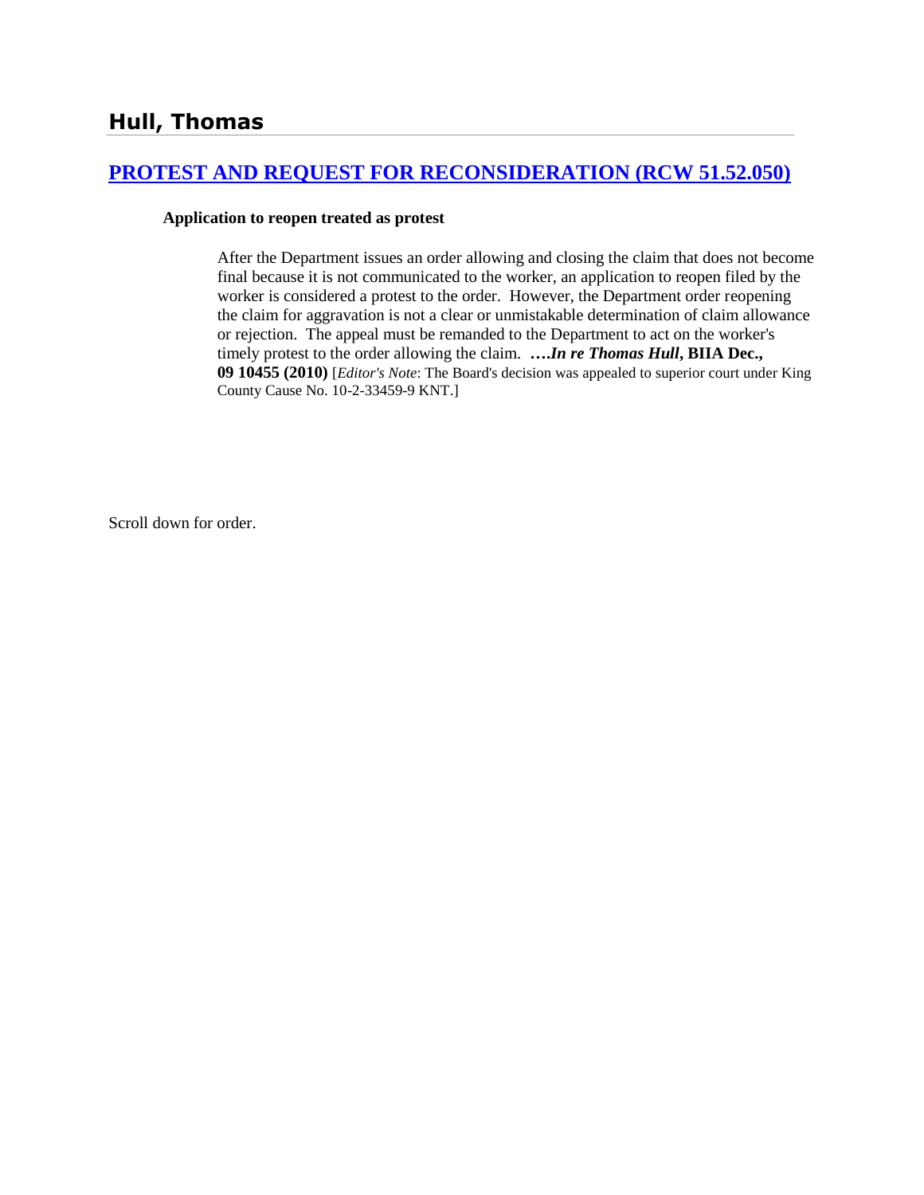## Hull, Thomas

### PROTEST AND REQUEST FOR RECONSIDERATION (RCW 51.52.050)

**Application to reopen treated as protest**

After the Department issues an order allowing and closing the claim that does not become final because it is not communicated to the worker, an application to reopen filed by the worker is considered a protest to the order. However, the Department order reopening the claim for aggravation is not a clear or unmistakable determination of claim allowance or rejection. The appeal must be remanded to the Department to act on the worker's timely protest to the order allowing the claim. ***….In re Thomas Hull*, BIIA Dec., 09 10455 (2010)** [*Editor's Note*: The Board's decision was appealed to superior court under King County Cause No. 10-2-33459-9 KNT.]

Scroll down for order.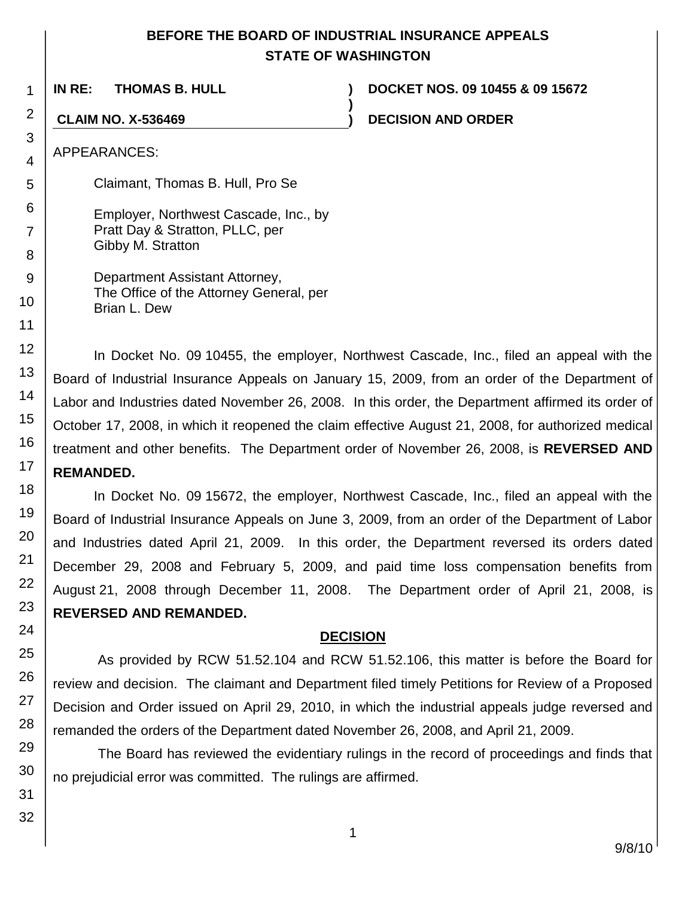**BEFORE THE BOARD OF INDUSTRIAL INSURANCE APPEALS**
**STATE OF WASHINGTON**

| | | |
|---|---|---|
| **IN RE: THOMAS B. HULL** | **)** | **DOCKET NOS. 09 10455 & 09 15672** |
| | **)** | |
| **CLAIM NO. X-536469** | **)** | **DECISION AND ORDER** |

APPEARANCES:

Claimant, Thomas B. Hull, Pro Se

Employer, Northwest Cascade, Inc., by
Pratt Day & Stratton, PLLC, per
Gibby M. Stratton

Department Assistant Attorney,
The Office of the Attorney General, per
Brian L. Dew

In Docket No. 09 10455, the employer, Northwest Cascade, Inc., filed an appeal with the Board of Industrial Insurance Appeals on January 15, 2009, from an order of the Department of Labor and Industries dated November 26, 2008. In this order, the Department affirmed its order of October 17, 2008, in which it reopened the claim effective August 21, 2008, for authorized medical treatment and other benefits. The Department order of November 26, 2008, is **REVERSED AND REMANDED.**

In Docket No. 09 15672, the employer, Northwest Cascade, Inc., filed an appeal with the Board of Industrial Insurance Appeals on June 3, 2009, from an order of the Department of Labor and Industries dated April 21, 2009. In this order, the Department reversed its orders dated December 29, 2008 and February 5, 2009, and paid time loss compensation benefits from August 21, 2008 through December 11, 2008. The Department order of April 21, 2008, is **REVERSED AND REMANDED.**

## DECISION

As provided by RCW 51.52.104 and RCW 51.52.106, this matter is before the Board for review and decision. The claimant and Department filed timely Petitions for Review of a Proposed Decision and Order issued on April 29, 2010, in which the industrial appeals judge reversed and remanded the orders of the Department dated November 26, 2008, and April 21, 2009.

The Board has reviewed the evidentiary rulings in the record of proceedings and finds that no prejudicial error was committed. The rulings are affirmed.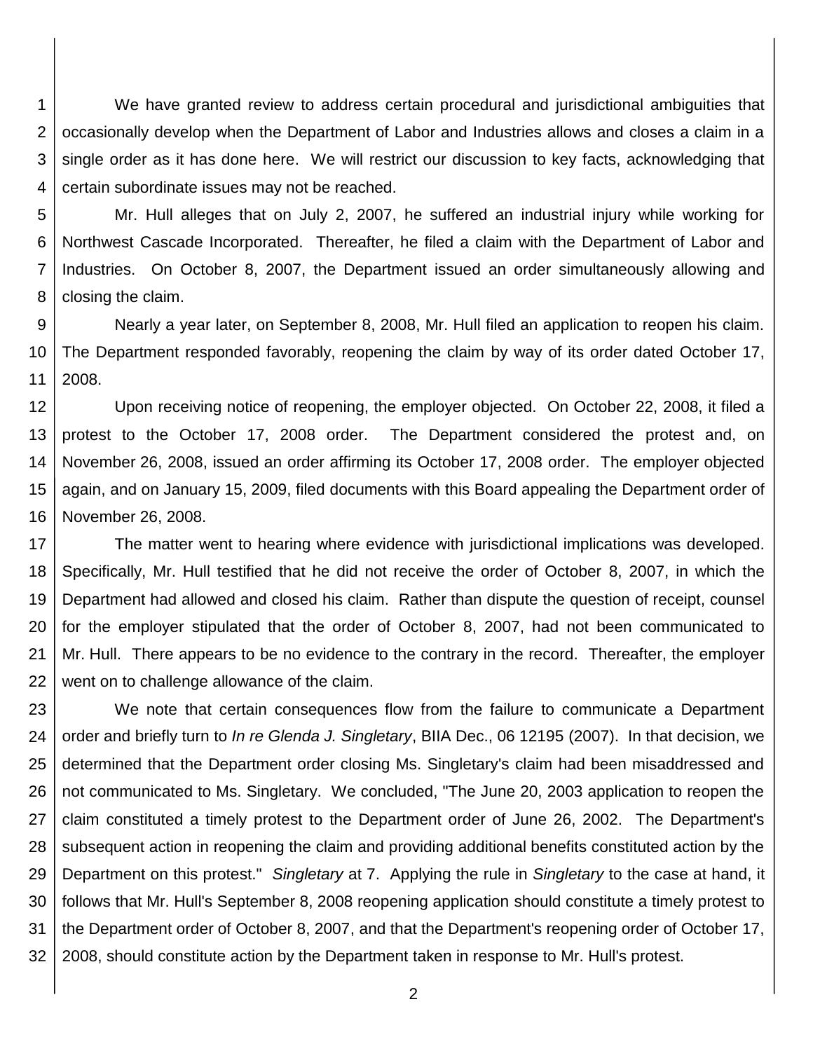We have granted review to address certain procedural and jurisdictional ambiguities that occasionally develop when the Department of Labor and Industries allows and closes a claim in a single order as it has done here. We will restrict our discussion to key facts, acknowledging that certain subordinate issues may not be reached.

Mr. Hull alleges that on July 2, 2007, he suffered an industrial injury while working for Northwest Cascade Incorporated. Thereafter, he filed a claim with the Department of Labor and Industries. On October 8, 2007, the Department issued an order simultaneously allowing and closing the claim.

Nearly a year later, on September 8, 2008, Mr. Hull filed an application to reopen his claim. The Department responded favorably, reopening the claim by way of its order dated October 17, 2008.

Upon receiving notice of reopening, the employer objected. On October 22, 2008, it filed a protest to the October 17, 2008 order. The Department considered the protest and, on November 26, 2008, issued an order affirming its October 17, 2008 order. The employer objected again, and on January 15, 2009, filed documents with this Board appealing the Department order of November 26, 2008.

The matter went to hearing where evidence with jurisdictional implications was developed. Specifically, Mr. Hull testified that he did not receive the order of October 8, 2007, in which the Department had allowed and closed his claim. Rather than dispute the question of receipt, counsel for the employer stipulated that the order of October 8, 2007, had not been communicated to Mr. Hull. There appears to be no evidence to the contrary in the record. Thereafter, the employer went on to challenge allowance of the claim.

We note that certain consequences flow from the failure to communicate a Department order and briefly turn to *In re Glenda J. Singletary*, BIIA Dec., 06 12195 (2007). In that decision, we determined that the Department order closing Ms. Singletary's claim had been misaddressed and not communicated to Ms. Singletary. We concluded, "The June 20, 2003 application to reopen the claim constituted a timely protest to the Department order of June 26, 2002. The Department's subsequent action in reopening the claim and providing additional benefits constituted action by the Department on this protest." *Singletary* at 7. Applying the rule in *Singletary* to the case at hand, it follows that Mr. Hull's September 8, 2008 reopening application should constitute a timely protest to the Department order of October 8, 2007, and that the Department's reopening order of October 17, 2008, should constitute action by the Department taken in response to Mr. Hull's protest.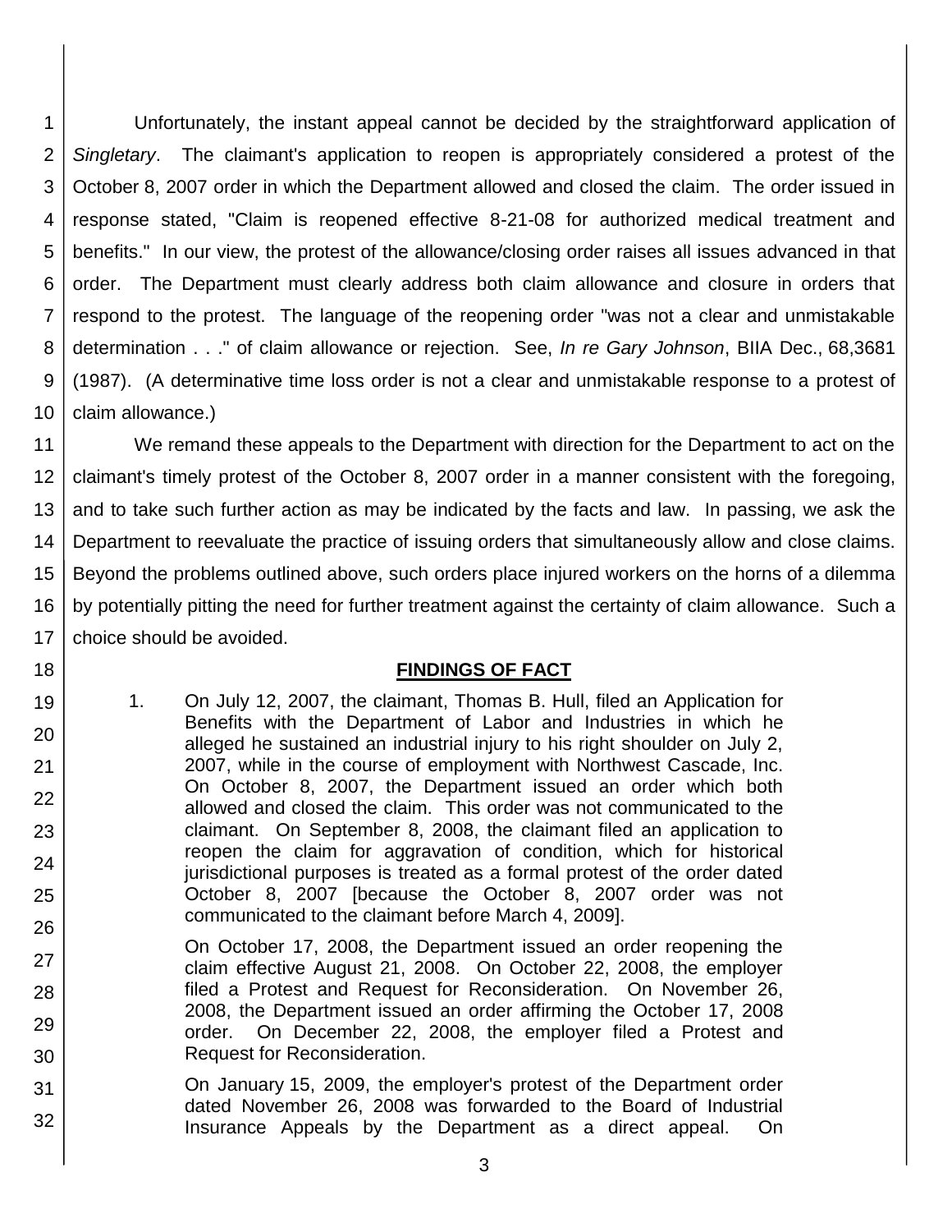Unfortunately, the instant appeal cannot be decided by the straightforward application of *Singletary*. The claimant's application to reopen is appropriately considered a protest of the October 8, 2007 order in which the Department allowed and closed the claim. The order issued in response stated, "Claim is reopened effective 8-21-08 for authorized medical treatment and benefits." In our view, the protest of the allowance/closing order raises all issues advanced in that order. The Department must clearly address both claim allowance and closure in orders that respond to the protest. The language of the reopening order "was not a clear and unmistakable determination . . ." of claim allowance or rejection. See, *In re Gary Johnson*, BIIA Dec., 68,3681 (1987). (A determinative time loss order is not a clear and unmistakable response to a protest of claim allowance.)

We remand these appeals to the Department with direction for the Department to act on the claimant's timely protest of the October 8, 2007 order in a manner consistent with the foregoing, and to take such further action as may be indicated by the facts and law. In passing, we ask the Department to reevaluate the practice of issuing orders that simultaneously allow and close claims. Beyond the problems outlined above, such orders place injured workers on the horns of a dilemma by potentially pitting the need for further treatment against the certainty of claim allowance. Such a choice should be avoided.

## FINDINGS OF FACT

1. On July 12, 2007, the claimant, Thomas B. Hull, filed an Application for Benefits with the Department of Labor and Industries in which he alleged he sustained an industrial injury to his right shoulder on July 2, 2007, while in the course of employment with Northwest Cascade, Inc. On October 8, 2007, the Department issued an order which both allowed and closed the claim. This order was not communicated to the claimant. On September 8, 2008, the claimant filed an application to reopen the claim for aggravation of condition, which for historical jurisdictional purposes is treated as a formal protest of the order dated October 8, 2007 [because the October 8, 2007 order was not communicated to the claimant before March 4, 2009].

   On October 17, 2008, the Department issued an order reopening the claim effective August 21, 2008. On October 22, 2008, the employer filed a Protest and Request for Reconsideration. On November 26, 2008, the Department issued an order affirming the October 17, 2008 order. On December 22, 2008, the employer filed a Protest and Request for Reconsideration.

   On January 15, 2009, the employer's protest of the Department order dated November 26, 2008 was forwarded to the Board of Industrial Insurance Appeals by the Department as a direct appeal. On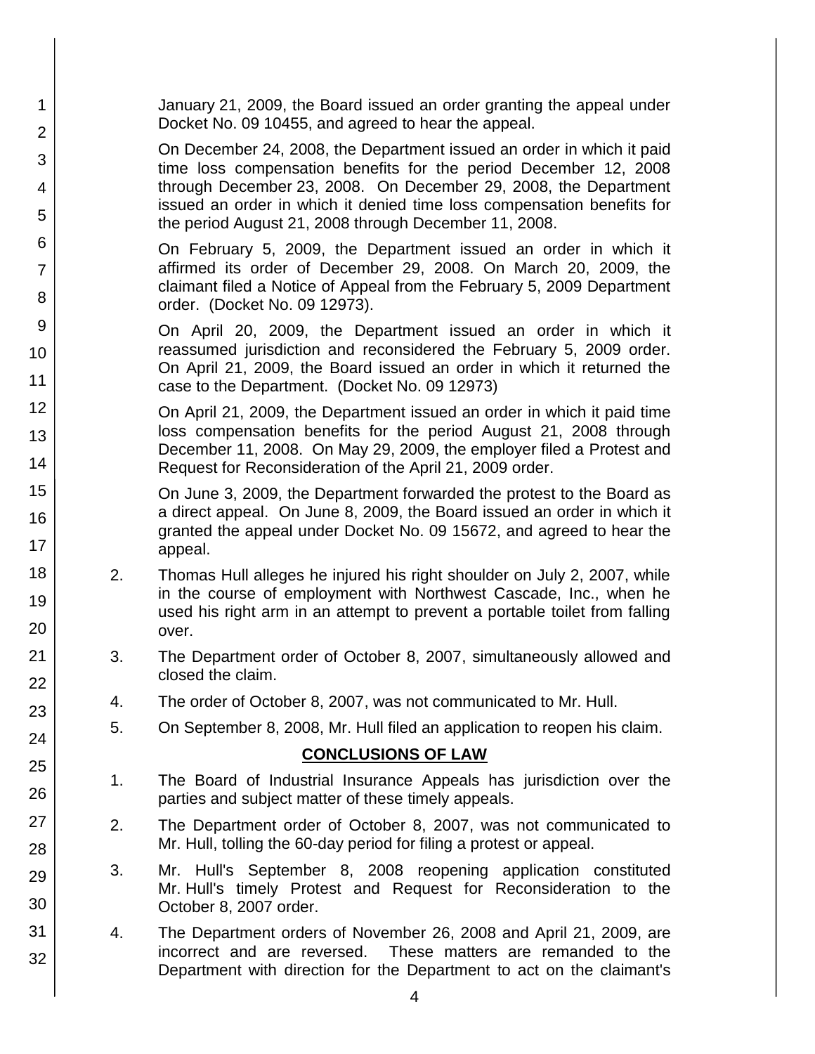January 21, 2009, the Board issued an order granting the appeal under Docket No. 09 10455, and agreed to hear the appeal.

On December 24, 2008, the Department issued an order in which it paid time loss compensation benefits for the period December 12, 2008 through December 23, 2008. On December 29, 2008, the Department issued an order in which it denied time loss compensation benefits for the period August 21, 2008 through December 11, 2008.

On February 5, 2009, the Department issued an order in which it affirmed its order of December 29, 2008. On March 20, 2009, the claimant filed a Notice of Appeal from the February 5, 2009 Department order. (Docket No. 09 12973).

On April 20, 2009, the Department issued an order in which it reassumed jurisdiction and reconsidered the February 5, 2009 order. On April 21, 2009, the Board issued an order in which it returned the case to the Department. (Docket No. 09 12973)

On April 21, 2009, the Department issued an order in which it paid time loss compensation benefits for the period August 21, 2008 through December 11, 2008. On May 29, 2009, the employer filed a Protest and Request for Reconsideration of the April 21, 2009 order.

On June 3, 2009, the Department forwarded the protest to the Board as a direct appeal. On June 8, 2009, the Board issued an order in which it granted the appeal under Docket No. 09 15672, and agreed to hear the appeal.

2. Thomas Hull alleges he injured his right shoulder on July 2, 2007, while in the course of employment with Northwest Cascade, Inc., when he used his right arm in an attempt to prevent a portable toilet from falling over.

3. The Department order of October 8, 2007, simultaneously allowed and closed the claim.

4. The order of October 8, 2007, was not communicated to Mr. Hull.

5. On September 8, 2008, Mr. Hull filed an application to reopen his claim.

## CONCLUSIONS OF LAW

1. The Board of Industrial Insurance Appeals has jurisdiction over the parties and subject matter of these timely appeals.

2. The Department order of October 8, 2007, was not communicated to Mr. Hull, tolling the 60-day period for filing a protest or appeal.

3. Mr. Hull's September 8, 2008 reopening application constituted Mr. Hull's timely Protest and Request for Reconsideration to the October 8, 2007 order.

4. The Department orders of November 26, 2008 and April 21, 2009, are incorrect and are reversed. These matters are remanded to the Department with direction for the Department to act on the claimant's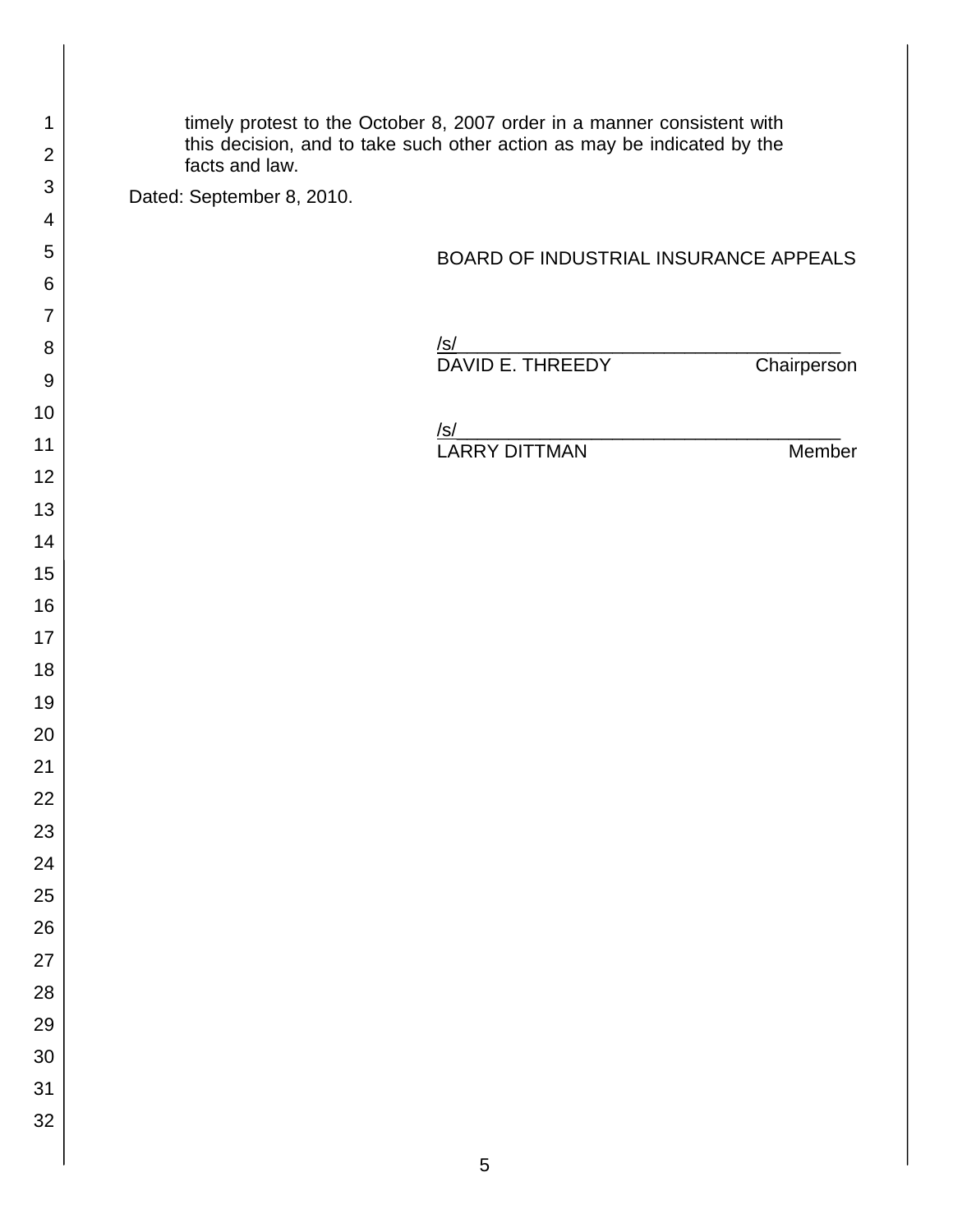timely protest to the October 8, 2007 order in a manner consistent with this decision, and to take such other action as may be indicated by the facts and law.

Dated: September 8, 2010.

BOARD OF INDUSTRIAL INSURANCE APPEALS

/s/
DAVID E. THREEDY Chairperson

/s/
LARRY DITTMAN Member